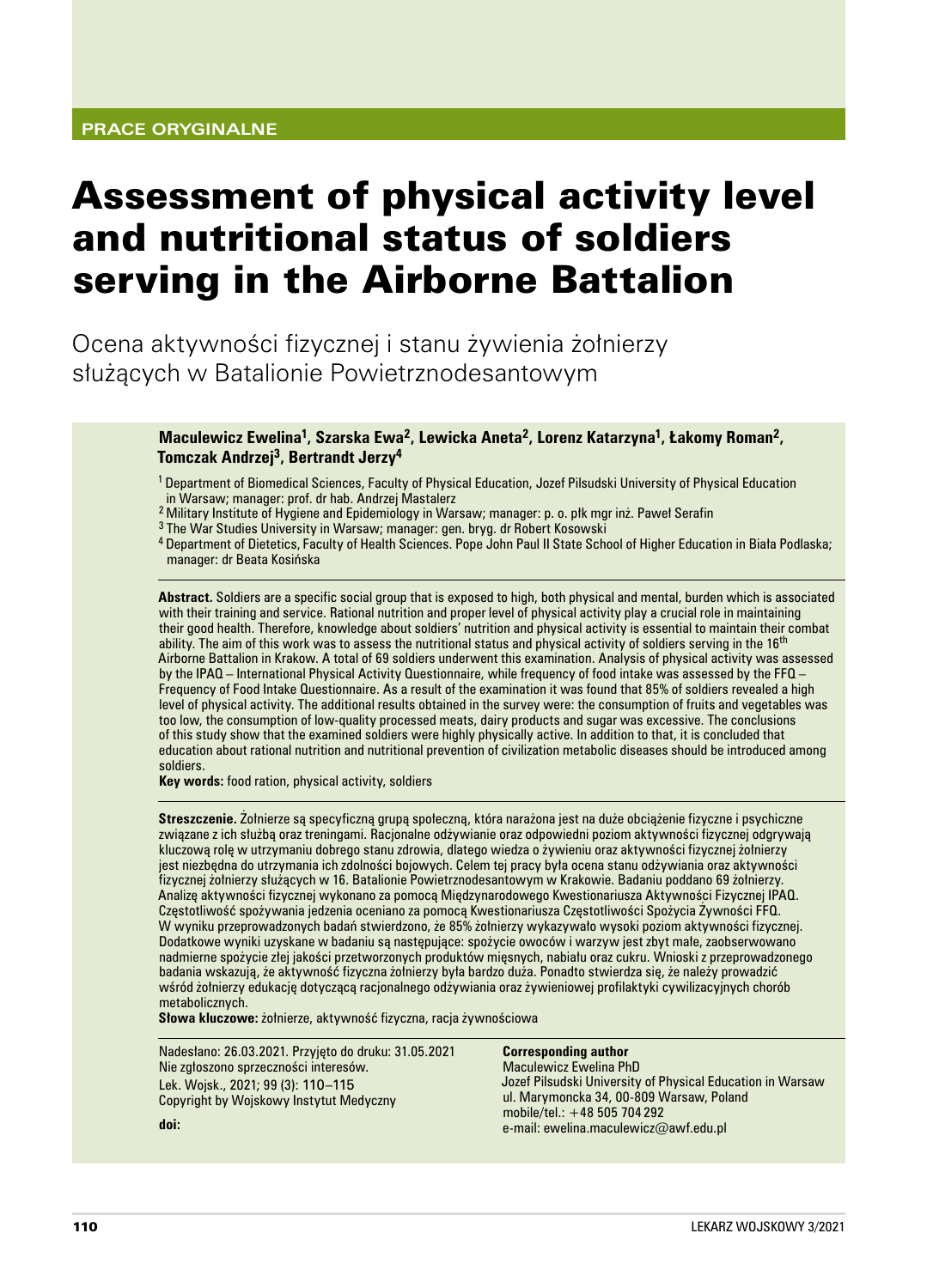PRACE ORYGINALNE

# Assessment of physical activity level and nutritional status of soldiers serving in the Airborne Battalion

## Ocena aktywności fizycznej i stanu żywienia żołnierzy służących w Batalionie Powietrznodesantowym

**Maculewicz Ewelina[1], Szarska Ewa[2], Lewicka Aneta[2], Lorenz Katarzyna[1], Łakomy Roman[2], Tomczak Andrzej[3], Bertrandt Jerzy[4]**

[1] Department of Biomedical Sciences, Faculty of Physical Education, Jozef Pilsudski University of Physical Education in Warsaw; manager: prof. dr hab. Andrzej Mastalerz
[2] Military Institute of Hygiene and Epidemiology in Warsaw; manager: p. o. płk mgr inż. Paweł Serafin
[3] The War Studies University in Warsaw; manager: gen. bryg. dr Robert Kosowski
[4] Department of Dietetics, Faculty of Health Sciences. Pope John Paul II State School of Higher Education in Biała Podlaska; manager: dr Beata Kosińska

**Abstract.** Soldiers are a specific social group that is exposed to high, both physical and mental, burden which is associated with their training and service. Rational nutrition and proper level of physical activity play a crucial role in maintaining their good health. Therefore, knowledge about soldiers' nutrition and physical activity is essential to maintain their combat ability. The aim of this work was to assess the nutritional status and physical activity of soldiers serving in the 16th Airborne Battalion in Krakow. A total of 69 soldiers underwent this examination. Analysis of physical activity was assessed by the IPAQ – International Physical Activity Questionnaire, while frequency of food intake was assessed by the FFQ – Frequency of Food Intake Questionnaire. As a result of the examination it was found that 85% of soldiers revealed a high level of physical activity. The additional results obtained in the survey were: the consumption of fruits and vegetables was too low, the consumption of low-quality processed meats, dairy products and sugar was excessive. The conclusions of this study show that the examined soldiers were highly physically active. In addition to that, it is concluded that education about rational nutrition and nutritional prevention of civilization metabolic diseases should be introduced among soldiers.

**Key words:** food ration, physical activity, soldiers

**Streszczenie.** Żołnierze są specyficzną grupą społeczną, która narażona jest na duże obciążenie fizyczne i psychiczne związane z ich służbą oraz treningami. Racjonalne odżywianie oraz odpowiedni poziom aktywności fizycznej odgrywają kluczową rolę w utrzymaniu dobrego stanu zdrowia, dlatego wiedza o żywieniu oraz aktywności fizycznej żołnierzy jest niezbędna do utrzymania ich zdolności bojowych. Celem tej pracy była ocena stanu odżywiania oraz aktywności fizycznej żołnierzy służących w 16. Batalionie Powietrznodesantowym w Krakowie. Badaniu poddano 69 żołnierzy. Analizę aktywności fizycznej wykonano za pomocą Międzynarodowego Kwestionariusza Aktywności Fizycznej IPAQ. Częstotliwość spożywania jedzenia oceniano za pomocą Kwestionariusza Częstotliwości Spożycia Żywności FFQ. W wyniku przeprowadzonych badań stwierdzono, że 85% żołnierzy wykazywało wysoki poziom aktywności fizycznej. Dodatkowe wyniki uzyskane w badaniu są następujące: spożycie owoców i warzyw jest zbyt małe, zaobserwowano nadmierne spożycie złej jakości przetworzonych produktów mięsnych, nabiału oraz cukru. Wnioski z przeprowadzonego badania wskazują, że aktywność fizyczna żołnierzy była bardzo duża. Ponadto stwierdza się, że należy prowadzić wśród żołnierzy edukację dotyczącą racjonalnego odżywiania oraz żywieniowej profilaktyki cywilizacyjnych chorób metabolicznych.

**Słowa kluczowe:** żołnierze, aktywność fizyczna, racja żywnościowa

Nadesłano: 26.03.2021. Przyjęto do druku: 31.05.2021
Nie zgłoszono sprzeczności interesów.
Lek. Wojsk., 2021; 99 (3): 110–115
Copyright by Wojskowy Instytut Medyczny

**doi:**

**Corresponding author**
Maculewicz Ewelina PhD
Jozef Pilsudski University of Physical Education in Warsaw
ul. Marymoncka 34, 00-809 Warsaw, Poland
mobile/tel.: +48 505 704 292
e-mail: ewelina.maculewicz@awf.edu.pl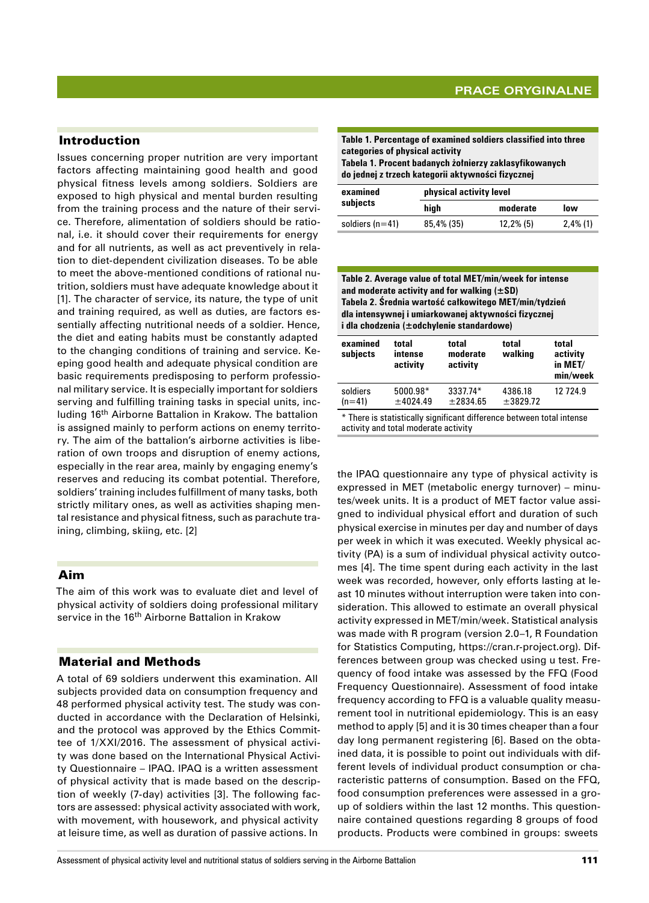## Introduction

Issues concerning proper nutrition are very important factors affecting maintaining good health and good physical fitness levels among soldiers. Soldiers are exposed to high physical and mental burden resulting from the training process and the nature of their service. Therefore, alimentation of soldiers should be rational, i.e. it should cover their requirements for energy and for all nutrients, as well as act preventively in relation to diet-dependent civilization diseases. To be able to meet the above-mentioned conditions of rational nutrition, soldiers must have adequate knowledge about it [1]. The character of service, its nature, the type of unit and training required, as well as duties, are factors essentially affecting nutritional needs of a soldier. Hence, the diet and eating habits must be constantly adapted to the changing conditions of training and service. Keeping good health and adequate physical condition are basic requirements predisposing to perform professional military service. It is especially important for soldiers serving and fulfilling training tasks in special units, including 16th Airborne Battalion in Krakow. The battalion is assigned mainly to perform actions on enemy territory. The aim of the battalion's airborne activities is liberation of own troops and disruption of enemy actions, especially in the rear area, mainly by engaging enemy's reserves and reducing its combat potential. Therefore, soldiers' training includes fulfillment of many tasks, both strictly military ones, as well as activities shaping mental resistance and physical fitness, such as parachute training, climbing, skiing, etc. [2]

## Aim

The aim of this work was to evaluate diet and level of physical activity of soldiers doing professional military service in the 16th Airborne Battalion in Krakow

## Material and Methods

A total of 69 soldiers underwent this examination. All subjects provided data on consumption frequency and 48 performed physical activity test. The study was conducted in accordance with the Declaration of Helsinki, and the protocol was approved by the Ethics Committee of 1/XXI/2016. The assessment of physical activity was done based on the International Physical Activity Questionnaire – IPAQ. IPAQ is a written assessment of physical activity that is made based on the description of weekly (7-day) activities [3]. The following factors are assessed: physical activity associated with work, with movement, with housework, and physical activity at leisure time, as well as duration of passive actions. In the IPAQ questionnaire any type of physical activity is expressed in MET (metabolic energy turnover) – minutes/week units. It is a product of MET factor value assigned to individual physical effort and duration of such physical exercise in minutes per day and number of days per week in which it was executed. Weekly physical activity (PA) is a sum of individual physical activity outcomes [4]. The time spent during each activity in the last week was recorded, however, only efforts lasting at least 10 minutes without interruption were taken into consideration. This allowed to estimate an overall physical activity expressed in MET/min/week. Statistical analysis was made with R program (version 2.0–1, R Foundation for Statistics Computing, https://cran.r-project.org). Differences between group was checked using u test. Frequency of food intake was assessed by the FFQ (Food Frequency Questionnaire). Assessment of food intake frequency according to FFQ is a valuable quality measurement tool in nutritional epidemiology. This is an easy method to apply [5] and it is 30 times cheaper than a four day long permanent registering [6]. Based on the obtained data, it is possible to point out individuals with different levels of individual product consumption or characteristic patterns of consumption. Based on the FFQ, food consumption preferences were assessed in a group of soldiers within the last 12 months. This questionnaire contained questions regarding 8 groups of food products. Products were combined in groups: sweets

**Table 1. Percentage of examined soldiers classified into three categories of physical activity**
**Tabela 1. Procent badanych żołnierzy zaklasyfikowanych do jednej z trzech kategorii aktywności fizycznej**

| examined subjects | physical activity level | | |
|---|---|---|---|
| | high | moderate | low |
| soldiers (n=41) | 85,4% (35) | 12,2% (5) | 2,4% (1) |

**Table 2. Average value of total MET/min/week for intense and moderate activity and for walking (±SD)**
**Tabela 2. Średnia wartość całkowitego MET/min/tydzień dla intensywnej i umiarkowanej aktywności fizycznej i dla chodzenia (±odchylenie standardowe)**

| examined subjects | total intense activity | total moderate activity | total walking | total activity in MET/min/week |
|---|---|---|---|---|
| soldiers (n=41) | 5000.98* ±4024.49 | 3337.74* ±2834.65 | 4386.18 ±3829.72 | 12 724.9 |

\* There is statistically significant difference between total intense activity and total moderate activity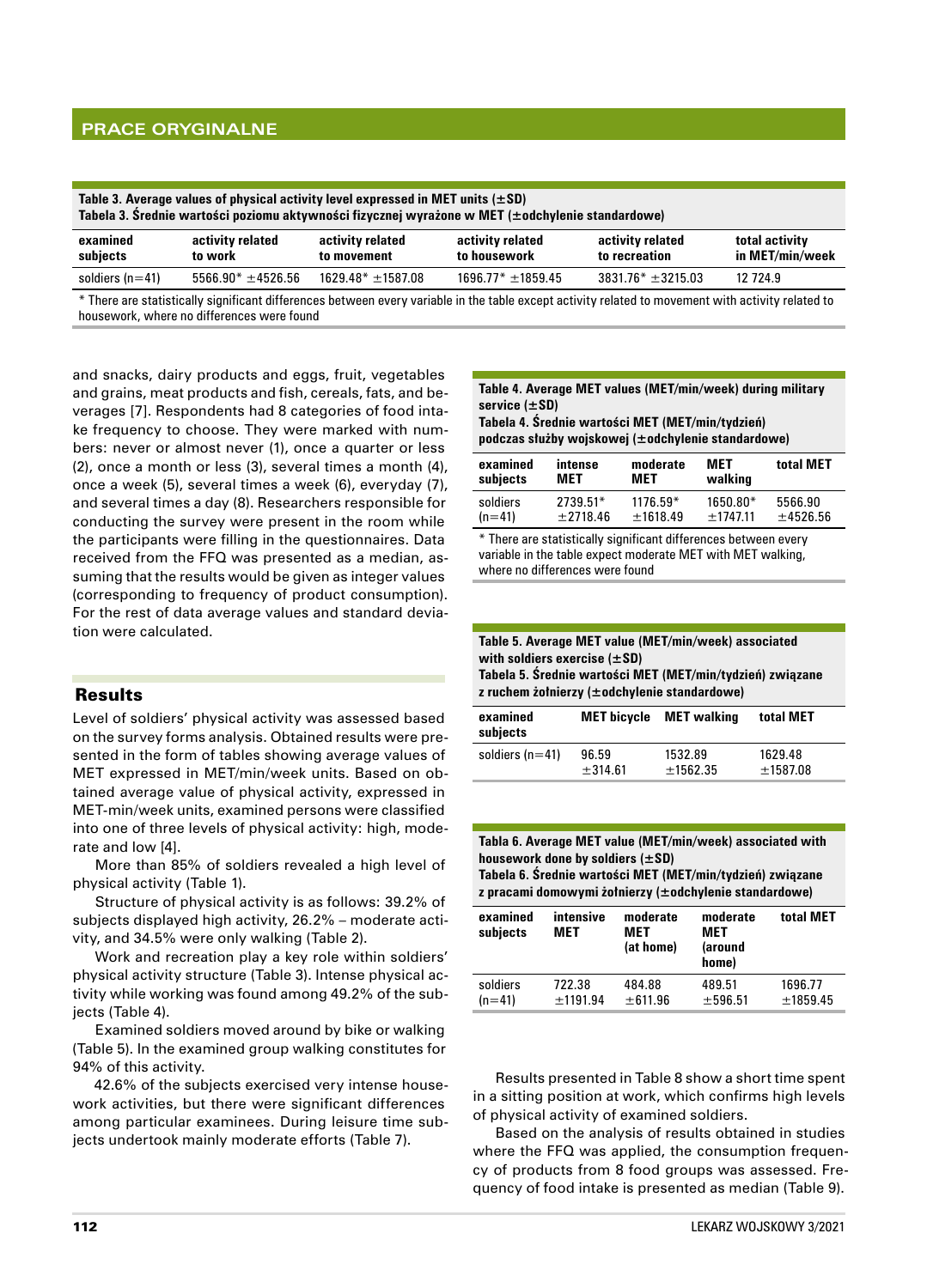**Table 3. Average values of physical activity level expressed in MET units (±SD)**
**Tabela 3. Średnie wartości poziomu aktywności fizycznej wyrażone w MET (±odchylenie standardowe)**

| examined subjects | activity related to work | activity related to movement | activity related to housework | activity related to recreation | total activity in MET/min/week |
|---|---|---|---|---|---|
| soldiers (n=41) | 5566.90* ±4526.56 | 1629.48* ±1587.08 | 1696.77* ±1859.45 | 3831.76* ±3215.03 | 12 724.9 |

\* There are statistically significant differences between every variable in the table except activity related to movement with activity related to housework, where no differences were found

and snacks, dairy products and eggs, fruit, vegetables and grains, meat products and fish, cereals, fats, and beverages [7]. Respondents had 8 categories of food intake frequency to choose. They were marked with numbers: never or almost never (1), once a quarter or less (2), once a month or less (3), several times a month (4), once a week (5), several times a week (6), everyday (7), and several times a day (8). Researchers responsible for conducting the survey were present in the room while the participants were filling in the questionnaires. Data received from the FFQ was presented as a median, assuming that the results would be given as integer values (corresponding to frequency of product consumption). For the rest of data average values and standard deviation were calculated.

## Results

Level of soldiers' physical activity was assessed based on the survey forms analysis. Obtained results were presented in the form of tables showing average values of MET expressed in MET/min/week units. Based on obtained average value of physical activity, expressed in MET-min/week units, examined persons were classified into one of three levels of physical activity: high, moderate and low [4].

More than 85% of soldiers revealed a high level of physical activity (Table 1).

Structure of physical activity is as follows: 39.2% of subjects displayed high activity, 26.2% – moderate activity, and 34.5% were only walking (Table 2).

Work and recreation play a key role within soldiers' physical activity structure (Table 3). Intense physical activity while working was found among 49.2% of the subjects (Table 4).

Examined soldiers moved around by bike or walking (Table 5). In the examined group walking constitutes for 94% of this activity.

42.6% of the subjects exercised very intense housework activities, but there were significant differences among particular examinees. During leisure time subjects undertook mainly moderate efforts (Table 7).

**Table 4. Average MET values (MET/min/week) during military service (±SD)**
**Tabela 4. Średnie wartości MET (MET/min/tydzień) podczas służby wojskowej (±odchylenie standardowe)**

| examined subjects | intense MET | moderate MET | MET walking | total MET |
|---|---|---|---|---|
| soldiers (n=41) | 2739.51* ±2718.46 | 1176.59* ±1618.49 | 1650.80* ±1747.11 | 5566.90 ±4526.56 |

\* There are statistically significant differences between every variable in the table expect moderate MET with MET walking, where no differences were found

**Table 5. Average MET value (MET/min/week) associated with soldiers exercise (±SD)**
**Tabela 5. Średnie wartości MET (MET/min/tydzień) związane z ruchem żołnierzy (±odchylenie standardowe)**

| examined subjects | MET bicycle | MET walking | total MET |
|---|---|---|---|
| soldiers (n=41) | 96.59 ±314.61 | 1532.89 ±1562.35 | 1629.48 ±1587.08 |

**Tabla 6. Average MET value (MET/min/week) associated with housework done by soldiers (±SD)**
**Tabela 6. Średnie wartości MET (MET/min/tydzień) związane z pracami domowymi żołnierzy (±odchylenie standardowe)**

| examined subjects | intensive MET | moderate MET (at home) | moderate MET (around home) | total MET |
|---|---|---|---|---|
| soldiers (n=41) | 722.38 ±1191.94 | 484.88 ±611.96 | 489.51 ±596.51 | 1696.77 ±1859.45 |

Results presented in Table 8 show a short time spent in a sitting position at work, which confirms high levels of physical activity of examined soldiers.

Based on the analysis of results obtained in studies where the FFQ was applied, the consumption frequency of products from 8 food groups was assessed. Frequency of food intake is presented as median (Table 9).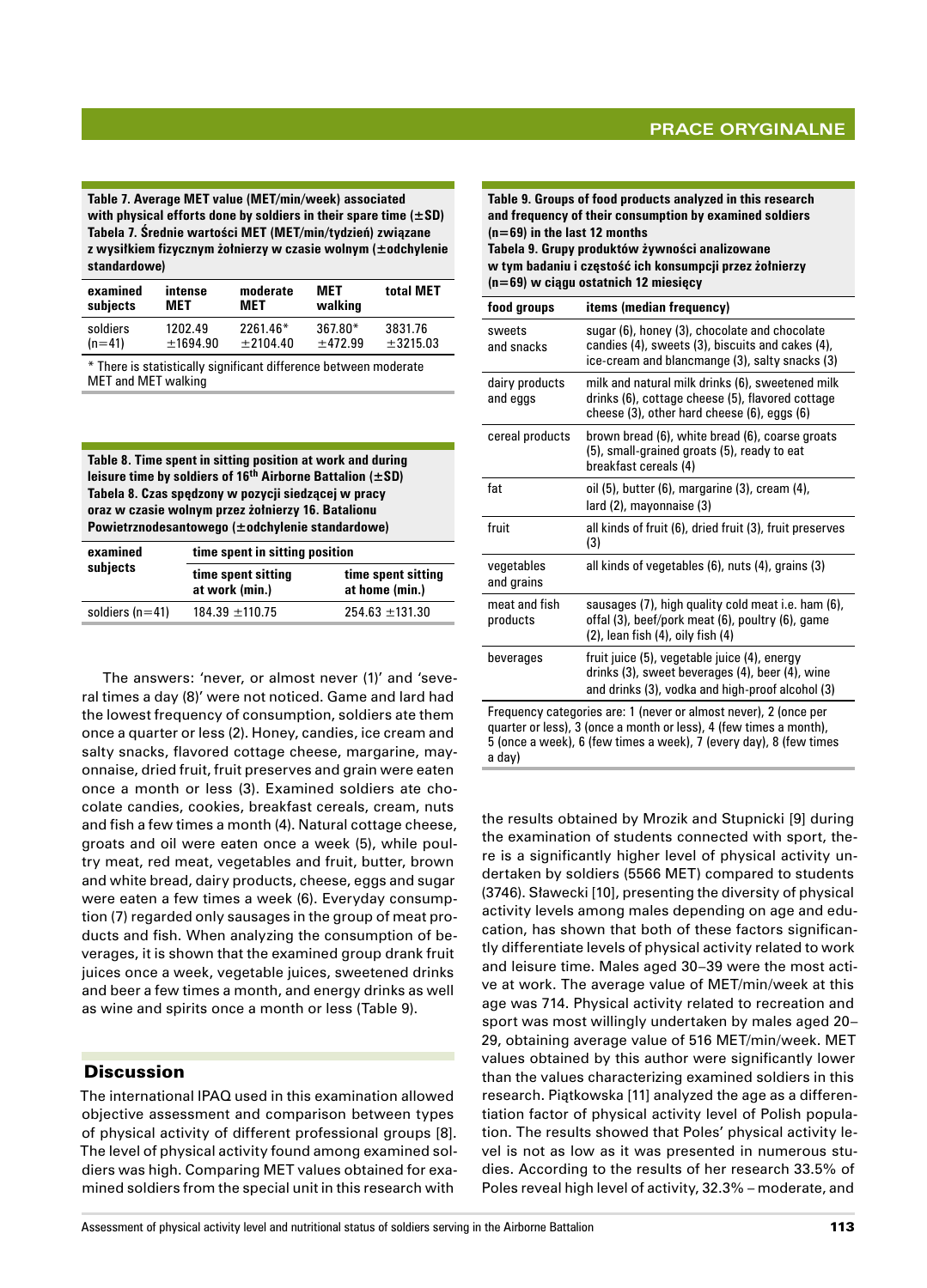**Table 7. Average MET value (MET/min/week) associated with physical efforts done by soldiers in their spare time (±SD)**
**Tabela 7. Średnie wartości MET (MET/min/tydzień) związane z wysiłkiem fizycznym żołnierzy w czasie wolnym (±odchylenie standardowe)**

| examined subjects | intense MET | moderate MET | MET walking | total MET |
|---|---|---|---|---|
| soldiers (n=41) | 1202.49 ±1694.90 | 2261.46* ±2104.40 | 367.80* ±472.99 | 3831.76 ±3215.03 |

\* There is statistically significant difference between moderate MET and MET walking

**Table 8. Time spent in sitting position at work and during leisure time by soldiers of 16th Airborne Battalion (±SD)**
**Tabela 8. Czas spędzony w pozycji siedzącej w pracy oraz w czasie wolnym przez żołnierzy 16. Batalionu Powietrznodesantowego (±odchylenie standardowe)**

| examined subjects | time spent in sitting position | |
|---|---|---|
| | time spent sitting at work (min.) | time spent sitting at home (min.) |
| soldiers (n=41) | 184.39 ±110.75 | 254.63 ±131.30 |

The answers: 'never, or almost never (1)' and 'several times a day (8)' were not noticed. Game and lard had the lowest frequency of consumption, soldiers ate them once a quarter or less (2). Honey, candies, ice cream and salty snacks, flavored cottage cheese, margarine, mayonnaise, dried fruit, fruit preserves and grain were eaten once a month or less (3). Examined soldiers ate chocolate candies, cookies, breakfast cereals, cream, nuts and fish a few times a month (4). Natural cottage cheese, groats and oil were eaten once a week (5), while poultry meat, red meat, vegetables and fruit, butter, brown and white bread, dairy products, cheese, eggs and sugar were eaten a few times a week (6). Everyday consumption (7) regarded only sausages in the group of meat products and fish. When analyzing the consumption of beverages, it is shown that the examined group drank fruit juices once a week, vegetable juices, sweetened drinks and beer a few times a month, and energy drinks as well as wine and spirits once a month or less (Table 9).

**Table 9. Groups of food products analyzed in this research and frequency of their consumption by examined soldiers (n=69) in the last 12 months**
**Tabela 9. Grupy produktów żywności analizowane w tym badaniu i częstość ich konsumpcji przez żołnierzy (n=69) w ciągu ostatnich 12 miesięcy**

| food groups | items (median frequency) |
|---|---|
| sweets and snacks | sugar (6), honey (3), chocolate and chocolate candies (4), sweets (3), biscuits and cakes (4), ice-cream and blancmange (3), salty snacks (3) |
| dairy products and eggs | milk and natural milk drinks (6), sweetened milk drinks (6), cottage cheese (5), flavored cottage cheese (3), other hard cheese (6), eggs (6) |
| cereal products | brown bread (6), white bread (6), coarse groats (5), small-grained groats (5), ready to eat breakfast cereals (4) |
| fat | oil (5), butter (6), margarine (3), cream (4), lard (2), mayonnaise (3) |
| fruit | all kinds of fruit (6), dried fruit (3), fruit preserves (3) |
| vegetables and grains | all kinds of vegetables (6), nuts (4), grains (3) |
| meat and fish products | sausages (7), high quality cold meat i.e. ham (6), offal (3), beef/pork meat (6), poultry (6), game (2), lean fish (4), oily fish (4) |
| beverages | fruit juice (5), vegetable juice (4), energy drinks (3), sweet beverages (4), beer (4), wine and drinks (3), vodka and high-proof alcohol (3) |

Frequency categories are: 1 (never or almost never), 2 (once per quarter or less), 3 (once a month or less), 4 (few times a month), 5 (once a week), 6 (few times a week), 7 (every day), 8 (few times a day)

## Discussion

The international IPAQ used in this examination allowed objective assessment and comparison between types of physical activity of different professional groups [8]. The level of physical activity found among examined soldiers was high. Comparing MET values obtained for examined soldiers from the special unit in this research with the results obtained by Mrozik and Stupnicki [9] during the examination of students connected with sport, there is a significantly higher level of physical activity undertaken by soldiers (5566 MET) compared to students (3746). Sławecki [10], presenting the diversity of physical activity levels among males depending on age and education, has shown that both of these factors significantly differentiate levels of physical activity related to work and leisure time. Males aged 30–39 were the most active at work. The average value of MET/min/week at this age was 714. Physical activity related to recreation and sport was most willingly undertaken by males aged 20–29, obtaining average value of 516 MET/min/week. MET values obtained by this author were significantly lower than the values characterizing examined soldiers in this research. Piątkowska [11] analyzed the age as a differentiation factor of physical activity level of Polish population. The results showed that Poles' physical activity level is not as low as it was presented in numerous studies. According to the results of her research 33.5% of Poles reveal high level of activity, 32.3% – moderate, and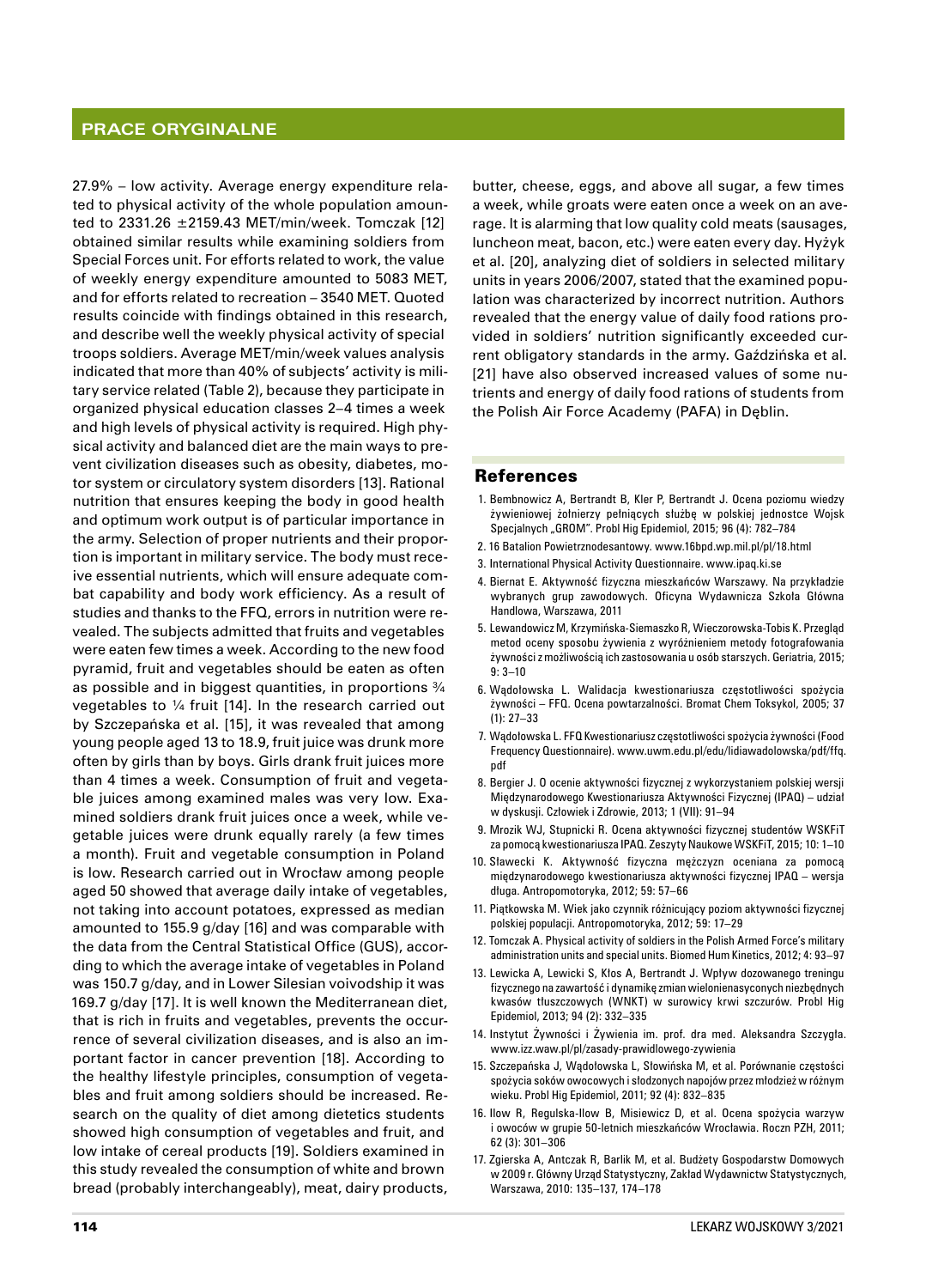27.9% – low activity. Average energy expenditure related to physical activity of the whole population amounted to 2331.26 ±2159.43 MET/min/week. Tomczak [12] obtained similar results while examining soldiers from Special Forces unit. For efforts related to work, the value of weekly energy expenditure amounted to 5083 MET, and for efforts related to recreation – 3540 MET. Quoted results coincide with findings obtained in this research, and describe well the weekly physical activity of special troops soldiers. Average MET/min/week values analysis indicated that more than 40% of subjects' activity is military service related (Table 2), because they participate in organized physical education classes 2–4 times a week and high levels of physical activity is required. High physical activity and balanced diet are the main ways to prevent civilization diseases such as obesity, diabetes, motor system or circulatory system disorders [13]. Rational nutrition that ensures keeping the body in good health and optimum work output is of particular importance in the army. Selection of proper nutrients and their proportion is important in military service. The body must receive essential nutrients, which will ensure adequate combat capability and body work efficiency. As a result of studies and thanks to the FFQ, errors in nutrition were revealed. The subjects admitted that fruits and vegetables were eaten few times a week. According to the new food pyramid, fruit and vegetables should be eaten as often as possible and in biggest quantities, in proportions ¾ vegetables to ¼ fruit [14]. In the research carried out by Szczepańska et al. [15], it was revealed that among young people aged 13 to 18.9, fruit juice was drunk more often by girls than by boys. Girls drank fruit juices more than 4 times a week. Consumption of fruit and vegetable juices among examined males was very low. Examined soldiers drank fruit juices once a week, while vegetable juices were drunk equally rarely (a few times a month). Fruit and vegetable consumption in Poland is low. Research carried out in Wrocław among people aged 50 showed that average daily intake of vegetables, not taking into account potatoes, expressed as median amounted to 155.9 g/day [16] and was comparable with the data from the Central Statistical Office (GUS), according to which the average intake of vegetables in Poland was 150.7 g/day, and in Lower Silesian voivodship it was 169.7 g/day [17]. It is well known the Mediterranean diet, that is rich in fruits and vegetables, prevents the occurrence of several civilization diseases, and is also an important factor in cancer prevention [18]. According to the healthy lifestyle principles, consumption of vegetables and fruit among soldiers should be increased. Research on the quality of diet among dietetics students showed high consumption of vegetables and fruit, and low intake of cereal products [19]. Soldiers examined in this study revealed the consumption of white and brown bread (probably interchangeably), meat, dairy products, butter, cheese, eggs, and above all sugar, a few times a week, while groats were eaten once a week on an average. It is alarming that low quality cold meats (sausages, luncheon meat, bacon, etc.) were eaten every day. Hyżyk et al. [20], analyzing diet of soldiers in selected military units in years 2006/2007, stated that the examined population was characterized by incorrect nutrition. Authors revealed that the energy value of daily food rations provided in soldiers' nutrition significantly exceeded current obligatory standards in the army. Gaździńska et al. [21] have also observed increased values of some nutrients and energy of daily food rations of students from the Polish Air Force Academy (PAFA) in Dęblin.

## References

1. Bembnowicz A, Bertrandt B, Kler P, Bertrandt J. Ocena poziomu wiedzy żywieniowej żołnierzy pełniących służbę w polskiej jednostce Wojsk Specjalnych „GROM". Probl Hig Epidemiol, 2015; 96 (4): 782–784
2. 16 Batalion Powietrznodesantowy. www.16bpd.wp.mil.pl/pl/18.html
3. International Physical Activity Questionnaire. www.ipaq.ki.se
4. Biernat E. Aktywność fizyczna mieszkańców Warszawy. Na przykładzie wybranych grup zawodowych. Oficyna Wydawnicza Szkoła Główna Handlowa, Warszawa, 2011
5. Lewandowicz M, Krzymińska-Siemaszko R, Wieczorowska-Tobis K. Przegląd metod oceny sposobu żywienia z wyróżnieniem metody fotografowania żywności z możliwością ich zastosowania u osób starszych. Geriatria, 2015; 9: 3–10
6. Wądołowska L. Walidacja kwestionariusza częstotliwości spożycia żywności – FFQ. Ocena powtarzalności. Bromat Chem Toksykol, 2005; 37 (1): 27–33
7. Wądołowska L. FFQ Kwestionariusz częstotliwości spożycia żywności (Food Frequency Questionnaire). www.uwm.edu.pl/edu/lidiawadolowska/pdf/ffq.pdf
8. Bergier J. O ocenie aktywności fizycznej z wykorzystaniem polskiej wersji Międzynarodowego Kwestionariusza Aktywności Fizycznej (IPAQ) – udział w dyskusji. Człowiek i Zdrowie, 2013; 1 (VII): 91–94
9. Mrozik WJ, Stupnicki R. Ocena aktywności fizycznej studentów WSKFiT za pomocą kwestionariusza IPAQ. Zeszyty Naukowe WSKFiT, 2015; 10: 1–10
10. Sławecki K. Aktywność fizyczna mężczyzn oceniana za pomocą międzynarodowego kwestionariusza aktywności fizycznej IPAQ – wersja długa. Antropomotoryka, 2012; 59: 57–66
11. Piątkowska M. Wiek jako czynnik różnicujący poziom aktywności fizycznej polskiej populacji. Antropomotoryka, 2012; 59: 17–29
12. Tomczak A. Physical activity of soldiers in the Polish Armed Force's military administration units and special units. Biomed Hum Kinetics, 2012; 4: 93–97
13. Lewicka A, Lewicki S, Kłos A, Bertrandt J. Wpływ dozowanego treningu fizycznego na zawartość i dynamikę zmian wielonienasyconych niezbędnych kwasów tłuszczowych (WNKT) w surowicy krwi szczurów. Probl Hig Epidemiol, 2013; 94 (2): 332–335
14. Instytut Żywności i Żywienia im. prof. dra med. Aleksandra Szczygła. www.izz.waw.pl/pl/zasady-prawidlowego-zywienia
15. Szczepańska J, Wądołowska L, Słowińska M, et al. Porównanie częstości spożycia soków owocowych i słodzonych napojów przez młodzież w różnym wieku. Probl Hig Epidemiol, 2011; 92 (4): 832–835
16. Ilow R, Regulska-Ilow B, Misiewicz D, et al. Ocena spożycia warzyw i owoców w grupie 50-letnich mieszkańców Wrocławia. Roczn PZH, 2011; 62 (3): 301–306
17. Zgierska A, Antczak R, Barlik M, et al. Budżety Gospodarstw Domowych w 2009 r. Główny Urząd Statystyczny, Zakład Wydawnictw Statystycznych, Warszawa, 2010: 135–137, 174–178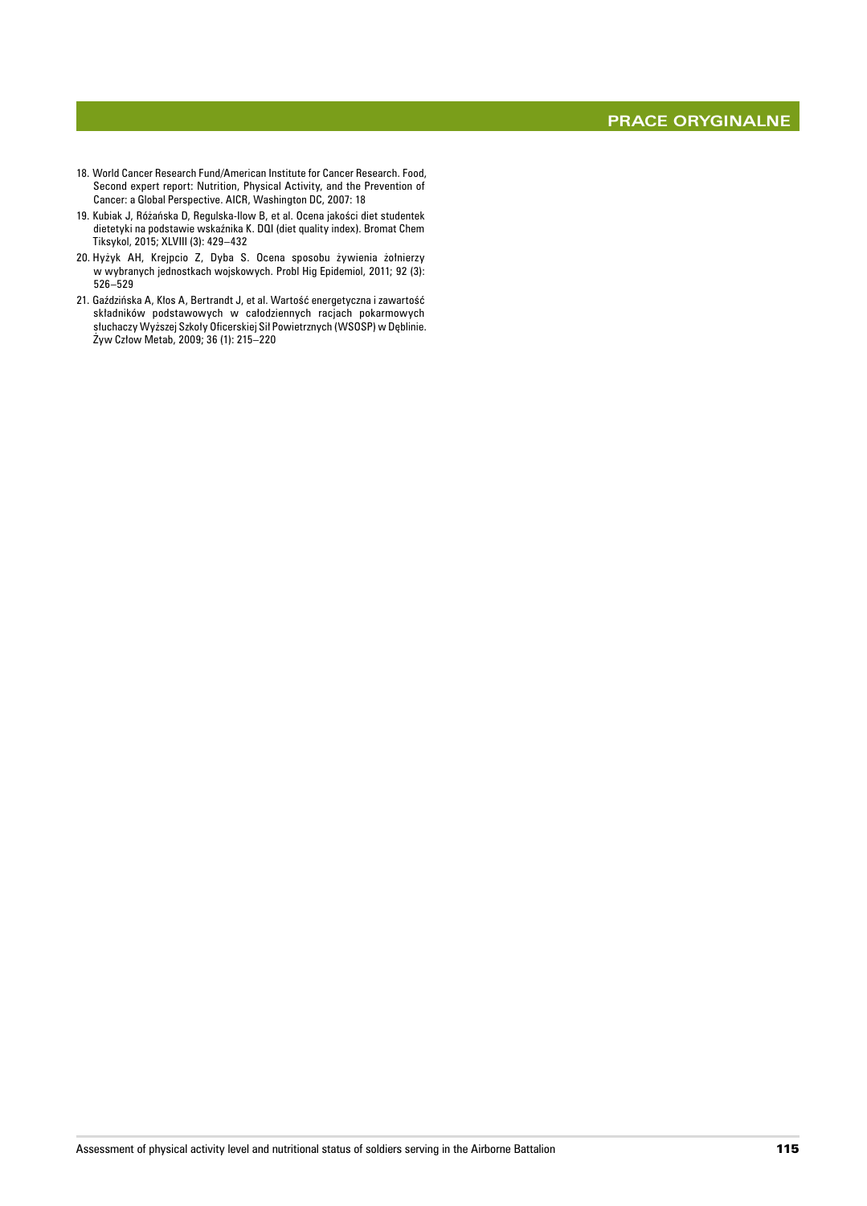18. World Cancer Research Fund/American Institute for Cancer Research. Food, Second expert report: Nutrition, Physical Activity, and the Prevention of Cancer: a Global Perspective. AICR, Washington DC, 2007: 18
19. Kubiak J, Różańska D, Regulska-Ilow B, et al. Ocena jakości diet studentek dietetyki na podstawie wskaźnika K. DQI (diet quality index). Bromat Chem Tiksykol, 2015; XLVIII (3): 429–432
20. Hyżyk AH, Krejpcio Z, Dyba S. Ocena sposobu żywienia żołnierzy w wybranych jednostkach wojskowych. Probl Hig Epidemiol, 2011; 92 (3): 526–529
21. Gaździńska A, Kłos A, Bertrandt J, et al. Wartość energetyczna i zawartość składników podstawowych w całodziennych racjach pokarmowych słuchaczy Wyższej Szkoły Oficerskiej Sił Powietrznych (WSOSP) w Dęblinie. Żyw Człow Metab, 2009; 36 (1): 215–220